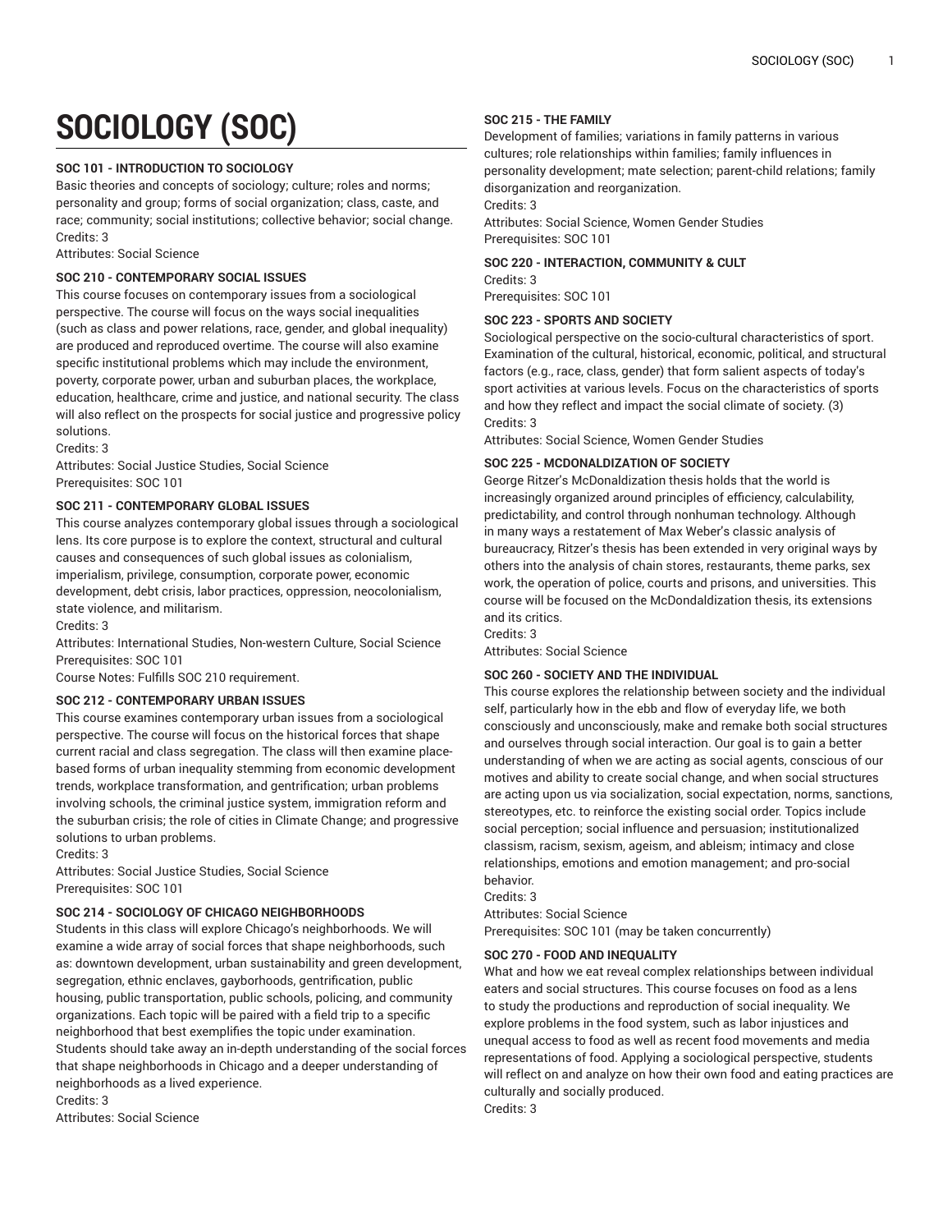# SOCIOLOGY (SOC)

### SOC 101 - INTRODUCTION TO SOCIOLOGY

Basic theories and concepts of sociology; culture; roles and norms; personality and group; forms of social organization; class, caste, and race; community; social institutions; collective behavior; social change.
Credits: 3
Attributes: Social Science

### SOC 210 - CONTEMPORARY SOCIAL ISSUES

This course focuses on contemporary issues from a sociological perspective. The course will focus on the ways social inequalities (such as class and power relations, race, gender, and global inequality) are produced and reproduced overtime. The course will also examine specific institutional problems which may include the environment, poverty, corporate power, urban and suburban places, the workplace, education, healthcare, crime and justice, and national security. The class will also reflect on the prospects for social justice and progressive policy solutions.
Credits: 3
Attributes: Social Justice Studies, Social Science
Prerequisites: SOC 101

### SOC 211 - CONTEMPORARY GLOBAL ISSUES

This course analyzes contemporary global issues through a sociological lens. Its core purpose is to explore the context, structural and cultural causes and consequences of such global issues as colonialism, imperialism, privilege, consumption, corporate power, economic development, debt crisis, labor practices, oppression, neocolonialism, state violence, and militarism.
Credits: 3
Attributes: International Studies, Non-western Culture, Social Science
Prerequisites: SOC 101
Course Notes: Fulfills SOC 210 requirement.

### SOC 212 - CONTEMPORARY URBAN ISSUES

This course examines contemporary urban issues from a sociological perspective. The course will focus on the historical forces that shape current racial and class segregation. The class will then examine place-based forms of urban inequality stemming from economic development trends, workplace transformation, and gentrification; urban problems involving schools, the criminal justice system, immigration reform and the suburban crisis; the role of cities in Climate Change; and progressive solutions to urban problems.
Credits: 3
Attributes: Social Justice Studies, Social Science
Prerequisites: SOC 101

### SOC 214 - SOCIOLOGY OF CHICAGO NEIGHBORHOODS

Students in this class will explore Chicago's neighborhoods. We will examine a wide array of social forces that shape neighborhoods, such as: downtown development, urban sustainability and green development, segregation, ethnic enclaves, gayborhoods, gentrification, public housing, public transportation, public schools, policing, and community organizations. Each topic will be paired with a field trip to a specific neighborhood that best exemplifies the topic under examination. Students should take away an in-depth understanding of the social forces that shape neighborhoods in Chicago and a deeper understanding of neighborhoods as a lived experience.
Credits: 3
Attributes: Social Science

### SOC 215 - THE FAMILY

Development of families; variations in family patterns in various cultures; role relationships within families; family influences in personality development; mate selection; parent-child relations; family disorganization and reorganization.
Credits: 3
Attributes: Social Science, Women Gender Studies
Prerequisites: SOC 101

### SOC 220 - INTERACTION, COMMUNITY & CULT

Credits: 3
Prerequisites: SOC 101

### SOC 223 - SPORTS AND SOCIETY

Sociological perspective on the socio-cultural characteristics of sport. Examination of the cultural, historical, economic, political, and structural factors (e.g., race, class, gender) that form salient aspects of today's sport activities at various levels. Focus on the characteristics of sports and how they reflect and impact the social climate of society. (3)
Credits: 3
Attributes: Social Science, Women Gender Studies

### SOC 225 - MCDONALDIZATION OF SOCIETY

George Ritzer's McDonaldization thesis holds that the world is increasingly organized around principles of efficiency, calculability, predictability, and control through nonhuman technology. Although in many ways a restatement of Max Weber's classic analysis of bureaucracy, Ritzer's thesis has been extended in very original ways by others into the analysis of chain stores, restaurants, theme parks, sex work, the operation of police, courts and prisons, and universities. This course will be focused on the McDondaldization thesis, its extensions and its critics.
Credits: 3
Attributes: Social Science

### SOC 260 - SOCIETY AND THE INDIVIDUAL

This course explores the relationship between society and the individual self, particularly how in the ebb and flow of everyday life, we both consciously and unconsciously, make and remake both social structures and ourselves through social interaction. Our goal is to gain a better understanding of when we are acting as social agents, conscious of our motives and ability to create social change, and when social structures are acting upon us via socialization, social expectation, norms, sanctions, stereotypes, etc. to reinforce the existing social order. Topics include social perception; social influence and persuasion; institutionalized classism, racism, sexism, ageism, and ableism; intimacy and close relationships, emotions and emotion management; and pro-social behavior.
Credits: 3
Attributes: Social Science
Prerequisites: SOC 101 (may be taken concurrently)

### SOC 270 - FOOD AND INEQUALITY

What and how we eat reveal complex relationships between individual eaters and social structures. This course focuses on food as a lens to study the productions and reproduction of social inequality. We explore problems in the food system, such as labor injustices and unequal access to food as well as recent food movements and media representations of food. Applying a sociological perspective, students will reflect on and analyze on how their own food and eating practices are culturally and socially produced.
Credits: 3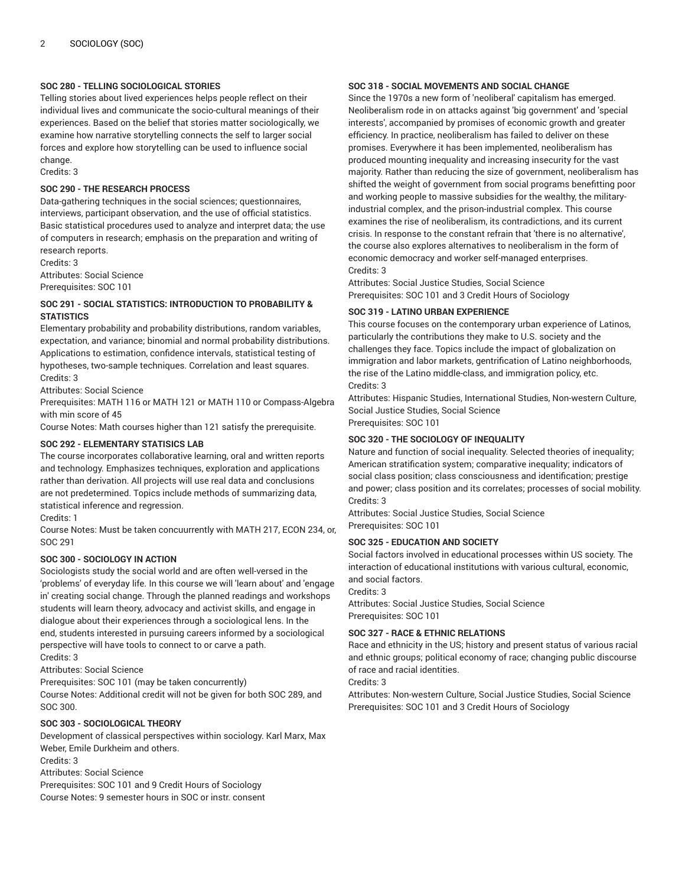### SOC 280 - TELLING SOCIOLOGICAL STORIES

Telling stories about lived experiences helps people reflect on their individual lives and communicate the socio-cultural meanings of their experiences. Based on the belief that stories matter sociologically, we examine how narrative storytelling connects the self to larger social forces and explore how storytelling can be used to influence social change.
Credits: 3

### SOC 290 - THE RESEARCH PROCESS

Data-gathering techniques in the social sciences; questionnaires, interviews, participant observation, and the use of official statistics. Basic statistical procedures used to analyze and interpret data; the use of computers in research; emphasis on the preparation and writing of research reports.
Credits: 3
Attributes: Social Science
Prerequisites: SOC 101

### SOC 291 - SOCIAL STATISTICS: INTRODUCTION TO PROBABILITY & STATISTICS

Elementary probability and probability distributions, random variables, expectation, and variance; binomial and normal probability distributions. Applications to estimation, confidence intervals, statistical testing of hypotheses, two-sample techniques. Correlation and least squares.
Credits: 3
Attributes: Social Science
Prerequisites: MATH 116 or MATH 121 or MATH 110 or Compass-Algebra with min score of 45
Course Notes: Math courses higher than 121 satisfy the prerequisite.

### SOC 292 - ELEMENTARY STATISICS LAB

The course incorporates collaborative learning, oral and written reports and technology. Emphasizes techniques, exploration and applications rather than derivation. All projects will use real data and conclusions are not predetermined. Topics include methods of summarizing data, statistical inference and regression.
Credits: 1
Course Notes: Must be taken concuurrently with MATH 217, ECON 234, or, SOC 291

### SOC 300 - SOCIOLOGY IN ACTION

Sociologists study the social world and are often well-versed in the 'problems' of everyday life. In this course we will 'learn about' and 'engage in' creating social change. Through the planned readings and workshops students will learn theory, advocacy and activist skills, and engage in dialogue about their experiences through a sociological lens. In the end, students interested in pursuing careers informed by a sociological perspective will have tools to connect to or carve a path.
Credits: 3
Attributes: Social Science
Prerequisites: SOC 101 (may be taken concurrently)
Course Notes: Additional credit will not be given for both SOC 289, and SOC 300.

### SOC 303 - SOCIOLOGICAL THEORY

Development of classical perspectives within sociology. Karl Marx, Max Weber, Emile Durkheim and others.
Credits: 3
Attributes: Social Science
Prerequisites: SOC 101 and 9 Credit Hours of Sociology
Course Notes: 9 semester hours in SOC or instr. consent

### SOC 318 - SOCIAL MOVEMENTS AND SOCIAL CHANGE

Since the 1970s a new form of 'neoliberal' capitalism has emerged. Neoliberalism rode in on attacks against 'big government' and 'special interests', accompanied by promises of economic growth and greater efficiency. In practice, neoliberalism has failed to deliver on these promises. Everywhere it has been implemented, neoliberalism has produced mounting inequality and increasing insecurity for the vast majority. Rather than reducing the size of government, neoliberalism has shifted the weight of government from social programs benefitting poor and working people to massive subsidies for the wealthy, the military-industrial complex, and the prison-industrial complex. This course examines the rise of neoliberalism, its contradictions, and its current crisis. In response to the constant refrain that 'there is no alternative', the course also explores alternatives to neoliberalism in the form of economic democracy and worker self-managed enterprises.
Credits: 3
Attributes: Social Justice Studies, Social Science
Prerequisites: SOC 101 and 3 Credit Hours of Sociology

### SOC 319 - LATINO URBAN EXPERIENCE

This course focuses on the contemporary urban experience of Latinos, particularly the contributions they make to U.S. society and the challenges they face. Topics include the impact of globalization on immigration and labor markets, gentrification of Latino neighborhoods, the rise of the Latino middle-class, and immigration policy, etc.
Credits: 3
Attributes: Hispanic Studies, International Studies, Non-western Culture, Social Justice Studies, Social Science
Prerequisites: SOC 101

### SOC 320 - THE SOCIOLOGY OF INEQUALITY

Nature and function of social inequality. Selected theories of inequality; American stratification system; comparative inequality; indicators of social class position; class consciousness and identification; prestige and power; class position and its correlates; processes of social mobility.
Credits: 3
Attributes: Social Justice Studies, Social Science
Prerequisites: SOC 101

### SOC 325 - EDUCATION AND SOCIETY

Social factors involved in educational processes within US society. The interaction of educational institutions with various cultural, economic, and social factors.
Credits: 3
Attributes: Social Justice Studies, Social Science
Prerequisites: SOC 101

### SOC 327 - RACE & ETHNIC RELATIONS

Race and ethnicity in the US; history and present status of various racial and ethnic groups; political economy of race; changing public discourse of race and racial identities.
Credits: 3
Attributes: Non-western Culture, Social Justice Studies, Social Science
Prerequisites: SOC 101 and 3 Credit Hours of Sociology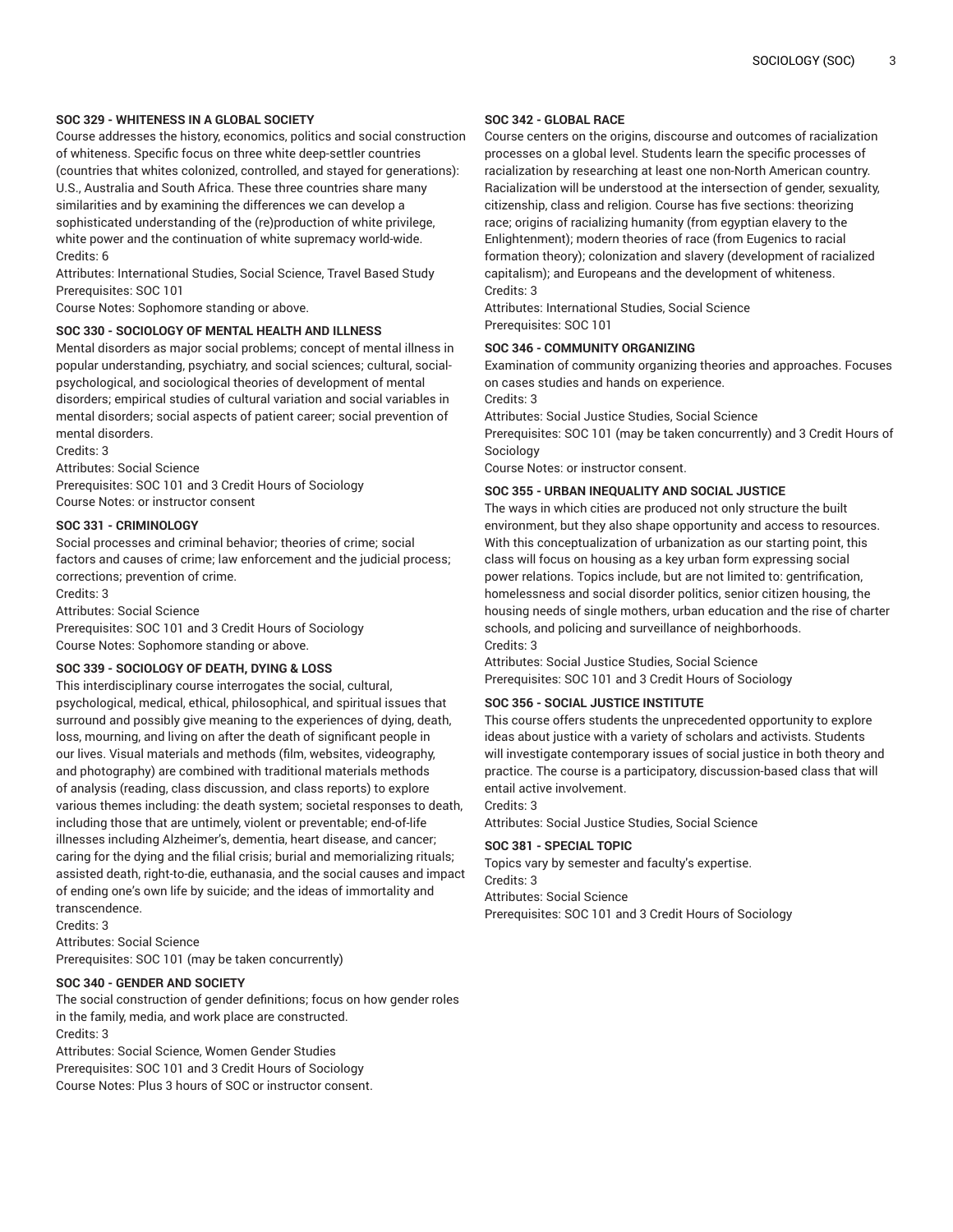**SOC 329 - WHITENESS IN A GLOBAL SOCIETY**

Course addresses the history, economics, politics and social construction of whiteness. Specific focus on three white deep-settler countries (countries that whites colonized, controlled, and stayed for generations): U.S., Australia and South Africa. These three countries share many similarities and by examining the differences we can develop a sophisticated understanding of the (re)production of white privilege, white power and the continuation of white supremacy world-wide.

Credits: 6

Attributes: International Studies, Social Science, Travel Based Study

Prerequisites: SOC 101

Course Notes: Sophomore standing or above.

**SOC 330 - SOCIOLOGY OF MENTAL HEALTH AND ILLNESS**

Mental disorders as major social problems; concept of mental illness in popular understanding, psychiatry, and social sciences; cultural, social-psychological, and sociological theories of development of mental disorders; empirical studies of cultural variation and social variables in mental disorders; social aspects of patient career; social prevention of mental disorders.

Credits: 3

Attributes: Social Science

Prerequisites: SOC 101 and 3 Credit Hours of Sociology

Course Notes: or instructor consent

**SOC 331 - CRIMINOLOGY**

Social processes and criminal behavior; theories of crime; social factors and causes of crime; law enforcement and the judicial process; corrections; prevention of crime.

Credits: 3

Attributes: Social Science

Prerequisites: SOC 101 and 3 Credit Hours of Sociology

Course Notes: Sophomore standing or above.

**SOC 339 - SOCIOLOGY OF DEATH, DYING & LOSS**

This interdisciplinary course interrogates the social, cultural, psychological, medical, ethical, philosophical, and spiritual issues that surround and possibly give meaning to the experiences of dying, death, loss, mourning, and living on after the death of significant people in our lives. Visual materials and methods (film, websites, videography, and photography) are combined with traditional materials methods of analysis (reading, class discussion, and class reports) to explore various themes including: the death system; societal responses to death, including those that are untimely, violent or preventable; end-of-life illnesses including Alzheimer's, dementia, heart disease, and cancer; caring for the dying and the filial crisis; burial and memorializing rituals; assisted death, right-to-die, euthanasia, and the social causes and impact of ending one's own life by suicide; and the ideas of immortality and transcendence.

Credits: 3

Attributes: Social Science

Prerequisites: SOC 101 (may be taken concurrently)

**SOC 340 - GENDER AND SOCIETY**

The social construction of gender definitions; focus on how gender roles in the family, media, and work place are constructed.

Credits: 3

Attributes: Social Science, Women Gender Studies

Prerequisites: SOC 101 and 3 Credit Hours of Sociology

Course Notes: Plus 3 hours of SOC or instructor consent.

**SOC 342 - GLOBAL RACE**

Course centers on the origins, discourse and outcomes of racialization processes on a global level. Students learn the specific processes of racialization by researching at least one non-North American country. Racialization will be understood at the intersection of gender, sexuality, citizenship, class and religion. Course has five sections: theorizing race; origins of racializing humanity (from egyptian elavery to the Enlightenment); modern theories of race (from Eugenics to racial formation theory); colonization and slavery (development of racialized capitalism); and Europeans and the development of whiteness.

Credits: 3

Attributes: International Studies, Social Science

Prerequisites: SOC 101

**SOC 346 - COMMUNITY ORGANIZING**

Examination of community organizing theories and approaches. Focuses on cases studies and hands on experience.

Credits: 3

Attributes: Social Justice Studies, Social Science

Prerequisites: SOC 101 (may be taken concurrently) and 3 Credit Hours of Sociology

Course Notes: or instructor consent.

**SOC 355 - URBAN INEQUALITY AND SOCIAL JUSTICE**

The ways in which cities are produced not only structure the built environment, but they also shape opportunity and access to resources. With this conceptualization of urbanization as our starting point, this class will focus on housing as a key urban form expressing social power relations. Topics include, but are not limited to: gentrification, homelessness and social disorder politics, senior citizen housing, the housing needs of single mothers, urban education and the rise of charter schools, and policing and surveillance of neighborhoods.

Credits: 3

Attributes: Social Justice Studies, Social Science

Prerequisites: SOC 101 and 3 Credit Hours of Sociology

**SOC 356 - SOCIAL JUSTICE INSTITUTE**

This course offers students the unprecedented opportunity to explore ideas about justice with a variety of scholars and activists. Students will investigate contemporary issues of social justice in both theory and practice. The course is a participatory, discussion-based class that will entail active involvement.

Credits: 3

Attributes: Social Justice Studies, Social Science

**SOC 381 - SPECIAL TOPIC**

Topics vary by semester and faculty's expertise.

Credits: 3

Attributes: Social Science

Prerequisites: SOC 101 and 3 Credit Hours of Sociology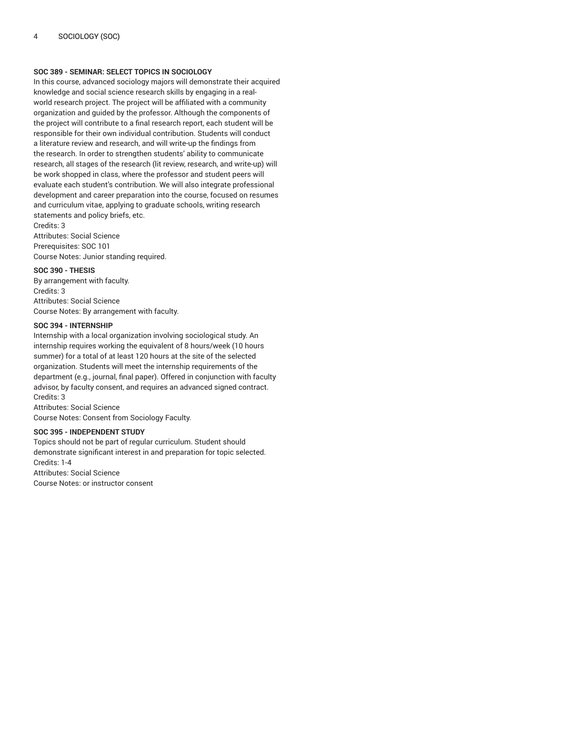### SOC 389 - SEMINAR: SELECT TOPICS IN SOCIOLOGY

In this course, advanced sociology majors will demonstrate their acquired knowledge and social science research skills by engaging in a real-world research project. The project will be affiliated with a community organization and guided by the professor. Although the components of the project will contribute to a final research report, each student will be responsible for their own individual contribution. Students will conduct a literature review and research, and will write-up the findings from the research. In order to strengthen students' ability to communicate research, all stages of the research (lit review, research, and write-up) will be work shopped in class, where the professor and student peers will evaluate each student's contribution. We will also integrate professional development and career preparation into the course, focused on resumes and curriculum vitae, applying to graduate schools, writing research statements and policy briefs, etc.

Credits: 3
Attributes: Social Science
Prerequisites: SOC 101
Course Notes: Junior standing required.

### SOC 390 - THESIS

By arrangement with faculty.

Credits: 3
Attributes: Social Science
Course Notes: By arrangement with faculty.

### SOC 394 - INTERNSHIP

Internship with a local organization involving sociological study. An internship requires working the equivalent of 8 hours/week (10 hours summer) for a total of at least 120 hours at the site of the selected organization. Students will meet the internship requirements of the department (e.g., journal, final paper). Offered in conjunction with faculty advisor, by faculty consent, and requires an advanced signed contract.

Credits: 3
Attributes: Social Science
Course Notes: Consent from Sociology Faculty.

### SOC 395 - INDEPENDENT STUDY

Topics should not be part of regular curriculum. Student should demonstrate significant interest in and preparation for topic selected.

Credits: 1-4
Attributes: Social Science
Course Notes: or instructor consent